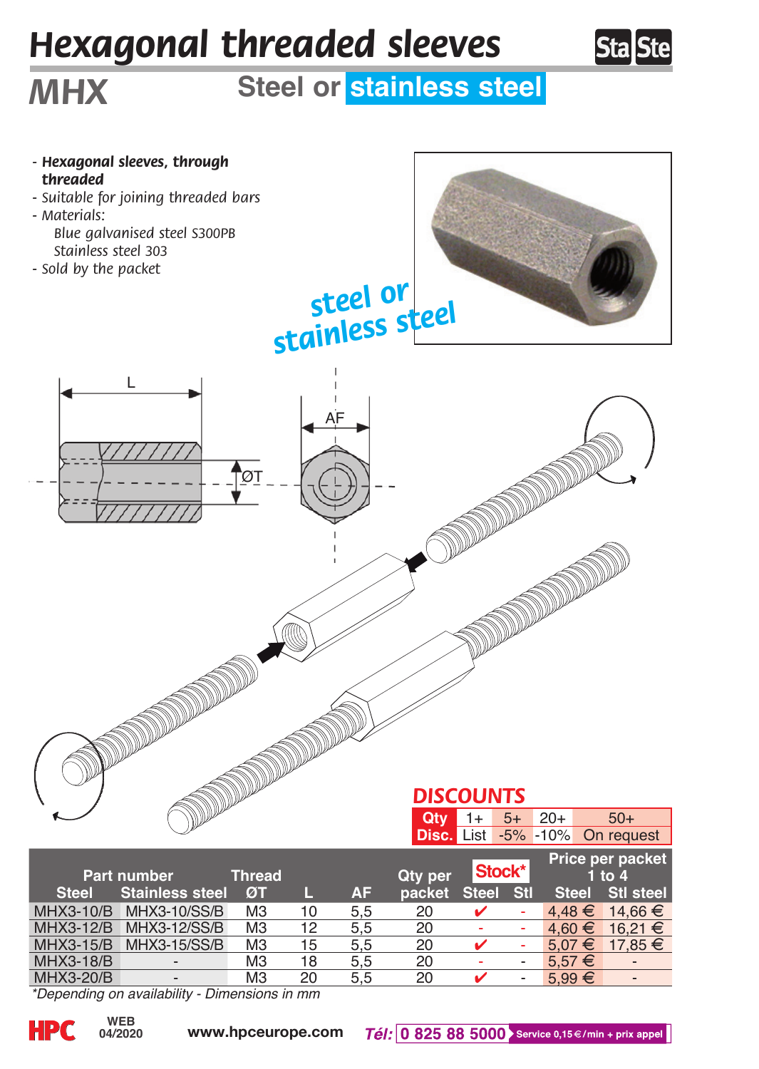# Hexagonal threaded sleeves

## MHX

**Steel or stainless steel**

- ***Hexagonal sleeves, through threaded***
- *Suitable for joining threaded bars*
- *Materials:*
  *Blue galvanised steel S300PB*
  *Stainless steel 303*
- *Sold by the packet*

**DISCOUNTS**

| Qty | 1+ | 5+ | 20+ | 50+ |
|---|---|---|---|---|
| Disc. | List | -5% | -10% | On request |

| Part number | | Thread | | | Qty per | Stock* | | Price per packet 1 to 4 | |
|---|---|---|---|---|---|---|---|---|---|
| Steel | Stainless steel | ØT | L | AF | packet | Steel | Stl | Steel | Stl steel |
| MHX3-10/B | MHX3-10/SS/B | M3 | 10 | 5,5 | 20 | ✔ | - | 4,48 € | 14,66 € |
| MHX3-12/B | MHX3-12/SS/B | M3 | 12 | 5,5 | 20 | - | - | 4,60 € | 16,21 € |
| MHX3-15/B | MHX3-15/SS/B | M3 | 15 | 5,5 | 20 | ✔ | - | 5,07 € | 17,85 € |
| MHX3-18/B | - | M3 | 18 | 5,5 | 20 | - | - | 5,57 € | - |
| MHX3-20/B | - | M3 | 20 | 5,5 | 20 | ✔ | - | 5,99 € | - |

*Depending on availability - Dimensions in mm

WEB 04/2020 www.hpceurope.com Tél: 0 825 88 5000 Service 0,15 €/min + prix appel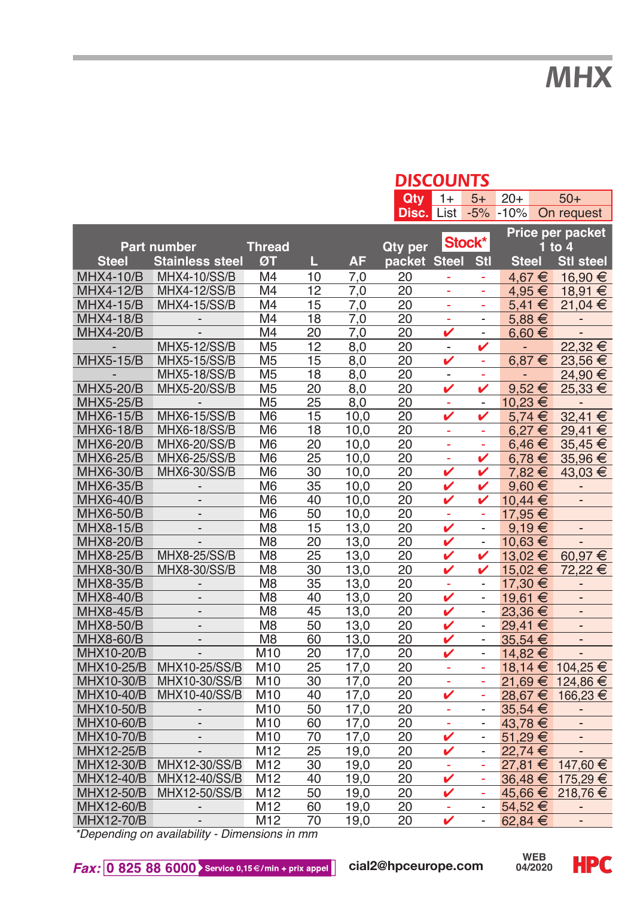# MHX

## DISCOUNTS

| Qty | 1+ | 5+ | 20+ | 50+ |
|---|---|---|---|---|
| Disc. | List | -5% | -10% | On request |

| Part number | | Thread | | | Qty per | Stock* | | Price per packet 1 to 4 | |
|---|---|---|---|---|---|---|---|---|---|
| Steel | Stainless steel | ØT | L | AF | packet | Steel | Stl | Steel | Stl steel |
| MHX4-10/B | MHX4-10/SS/B | M4 | 10 | 7,0 | 20 | - | - | 4,67 € | 16,90 € |
| MHX4-12/B | MHX4-12/SS/B | M4 | 12 | 7,0 | 20 | - | - | 4,95 € | 18,91 € |
| MHX4-15/B | MHX4-15/SS/B | M4 | 15 | 7,0 | 20 | - | - | 5,41 € | 21,04 € |
| MHX4-18/B | - | M4 | 18 | 7,0 | 20 | - | - | 5,88 € | - |
| MHX4-20/B | - | M4 | 20 | 7,0 | 20 | ✔ | - | 6,60 € | - |
| - | MHX5-12/SS/B | M5 | 12 | 8,0 | 20 | - | ✔ | - | 22,32 € |
| MHX5-15/B | MHX5-15/SS/B | M5 | 15 | 8,0 | 20 | ✔ | - | 6,87 € | 23,56 € |
| - | MHX5-18/SS/B | M5 | 18 | 8,0 | 20 | - | - | - | 24,90 € |
| MHX5-20/B | MHX5-20/SS/B | M5 | 20 | 8,0 | 20 | ✔ | ✔ | 9,52 € | 25,33 € |
| MHX5-25/B | - | M5 | 25 | 8,0 | 20 | - | - | 10,23 € | - |
| MHX6-15/B | MHX6-15/SS/B | M6 | 15 | 10,0 | 20 | ✔ | ✔ | 5,74 € | 32,41 € |
| MHX6-18/B | MHX6-18/SS/B | M6 | 18 | 10,0 | 20 | - | - | 6,27 € | 29,41 € |
| MHX6-20/B | MHX6-20/SS/B | M6 | 20 | 10,0 | 20 | - | - | 6,46 € | 35,45 € |
| MHX6-25/B | MHX6-25/SS/B | M6 | 25 | 10,0 | 20 | - | ✔ | 6,78 € | 35,96 € |
| MHX6-30/B | MHX6-30/SS/B | M6 | 30 | 10,0 | 20 | ✔ | ✔ | 7,82 € | 43,03 € |
| MHX6-35/B | - | M6 | 35 | 10,0 | 20 | ✔ | ✔ | 9,60 € | - |
| MHX6-40/B | - | M6 | 40 | 10,0 | 20 | ✔ | ✔ | 10,44 € | - |
| MHX6-50/B | - | M6 | 50 | 10,0 | 20 | - | - | 17,95 € | |
| MHX8-15/B | - | M8 | 15 | 13,0 | 20 | ✔ | - | 9,19 € | - |
| MHX8-20/B | - | M8 | 20 | 13,0 | 20 | ✔ | - | 10,63 € | - |
| MHX8-25/B | MHX8-25/SS/B | M8 | 25 | 13,0 | 20 | ✔ | ✔ | 13,02 € | 60,97 € |
| MHX8-30/B | MHX8-30/SS/B | M8 | 30 | 13,0 | 20 | ✔ | ✔ | 15,02 € | 72,22 € |
| MHX8-35/B | - | M8 | 35 | 13,0 | 20 | - | - | 17,30 € | - |
| MHX8-40/B | - | M8 | 40 | 13,0 | 20 | ✔ | - | 19,61 € | - |
| MHX8-45/B | - | M8 | 45 | 13,0 | 20 | ✔ | - | 23,36 € | - |
| MHX8-50/B | - | M8 | 50 | 13,0 | 20 | ✔ | - | 29,41 € | - |
| MHX8-60/B | - | M8 | 60 | 13,0 | 20 | ✔ | - | 35,54 € | - |
| MHX10-20/B | - | M10 | 20 | 17,0 | 20 | ✔ | - | 14,82 € | - |
| MHX10-25/B | MHX10-25/SS/B | M10 | 25 | 17,0 | 20 | - | - | 18,14 € | 104,25 € |
| MHX10-30/B | MHX10-30/SS/B | M10 | 30 | 17,0 | 20 | - | - | 21,69 € | 124,86 € |
| MHX10-40/B | MHX10-40/SS/B | M10 | 40 | 17,0 | 20 | ✔ | - | 28,67 € | 166,23 € |
| MHX10-50/B | - | M10 | 50 | 17,0 | 20 | - | - | 35,54 € | - |
| MHX10-60/B | - | M10 | 60 | 17,0 | 20 | - | - | 43,78 € | - |
| MHX10-70/B | - | M10 | 70 | 17,0 | 20 | ✔ | - | 51,29 € | - |
| MHX12-25/B | - | M12 | 25 | 19,0 | 20 | ✔ | - | 22,74 € | - |
| MHX12-30/B | MHX12-30/SS/B | M12 | 30 | 19,0 | 20 | - | - | 27,81 € | 147,60 € |
| MHX12-40/B | MHX12-40/SS/B | M12 | 40 | 19,0 | 20 | ✔ | - | 36,48 € | 175,29 € |
| MHX12-50/B | MHX12-50/SS/B | M12 | 50 | 19,0 | 20 | ✔ | - | 45,66 € | 218,76 € |
| MHX12-60/B | - | M12 | 60 | 19,0 | 20 | - | - | 54,52 € | - |
| MHX12-70/B | - | M12 | 70 | 19,0 | 20 | ✔ | - | 62,84 € | - |

*\*Depending on availability - Dimensions in mm*

**Fax:** 0 825 88 6000 Service 0,15 €/min + prix appel — cial2@hpceurope.com — WEB 04/2020 — HPC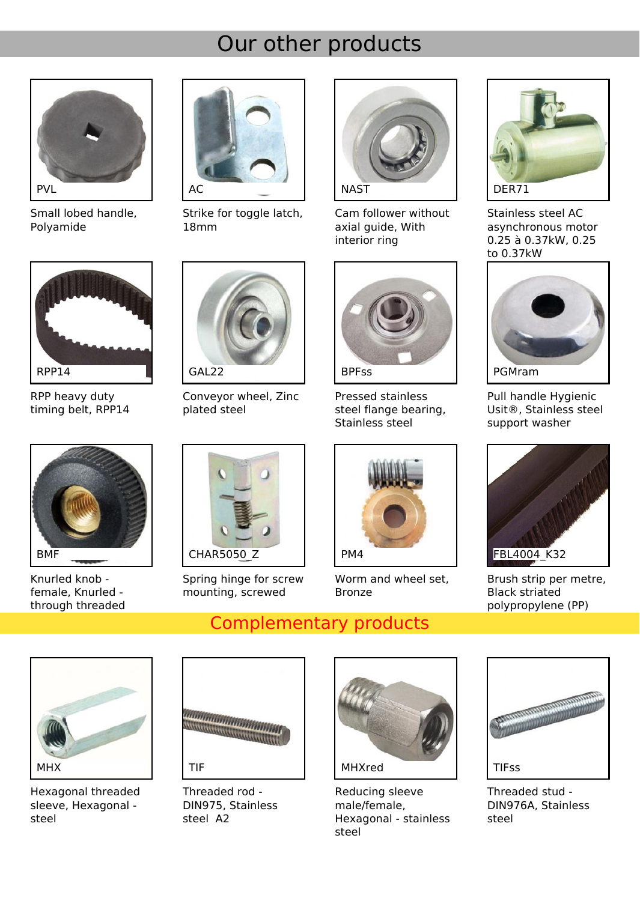# Our other products

PVL

Small lobed handle, Polyamide

AC

Strike for toggle latch, 18mm

NAST

Cam follower without axial guide, With interior ring

DER71

Stainless steel AC asynchronous motor 0.25 à 0.37kW, 0.25 to 0.37kW

RPP14

RPP heavy duty timing belt, RPP14

GAL22

Conveyor wheel, Zinc plated steel

BPFss

Pressed stainless steel flange bearing, Stainless steel

PGMram

Pull handle Hygienic Usit®, Stainless steel support washer

BMF

Knurled knob - female, Knurled - through threaded

CHAR5050_Z

Spring hinge for screw mounting, screwed

PM4

Worm and wheel set, Bronze

FBL4004_K32

Brush strip per metre, Black striated polypropylene (PP)

# Complementary products

MHX

Hexagonal threaded sleeve, Hexagonal - steel

TIF

Threaded rod - DIN975, Stainless steel A2

MHXred

Reducing sleeve male/female, Hexagonal - stainless steel

TIFss

Threaded stud - DIN976A, Stainless steel